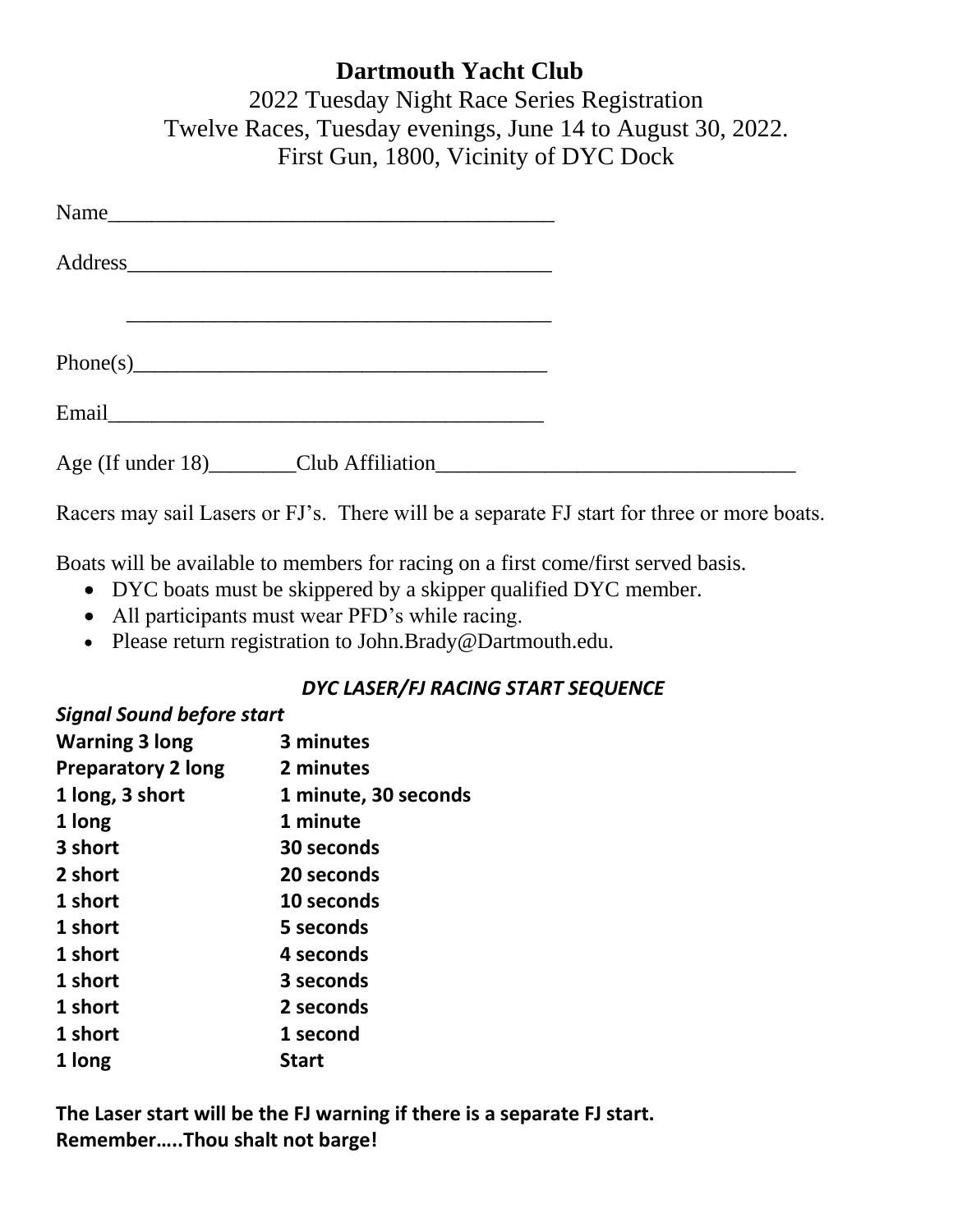# Dartmouth Yacht Club

2022 Tuesday Night Race Series Registration
Twelve Races, Tuesday evenings, June 14 to August 30, 2022.
First Gun, 1800, Vicinity of DYC Dock

Name_________________________________________

Address_______________________________________

_______________________________________

Phone(s)______________________________________

Email_________________________________________

Age (If under 18)________Club Affiliation_________________________________

Racers may sail Lasers or FJ's. There will be a separate FJ start for three or more boats.

Boats will be available to members for racing on a first come/first served basis.

- DYC boats must be skippered by a skipper qualified DYC member.
- All participants must wear PFD's while racing.
- Please return registration to John.Brady@Dartmouth.edu.

### *DYC LASER/FJ RACING START SEQUENCE*

| *Signal Sound* | *before start* |
|---|---|
| **Warning 3 long** | **3 minutes** |
| **Preparatory 2 long** | **2 minutes** |
| **1 long, 3 short** | **1 minute, 30 seconds** |
| **1 long** | **1 minute** |
| **3 short** | **30 seconds** |
| **2 short** | **20 seconds** |
| **1 short** | **10 seconds** |
| **1 short** | **5 seconds** |
| **1 short** | **4 seconds** |
| **1 short** | **3 seconds** |
| **1 short** | **2 seconds** |
| **1 short** | **1 second** |
| **1 long** | **Start** |

**The Laser start will be the FJ warning if there is a separate FJ start.**
**Remember…..Thou shalt not barge!**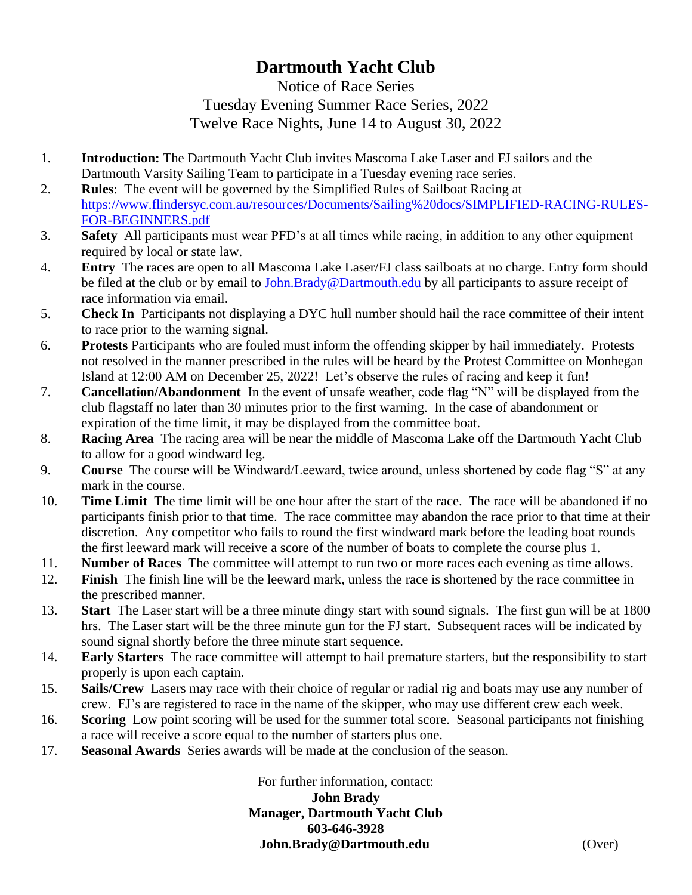# Dartmouth Yacht Club

Notice of Race Series
Tuesday Evening Summer Race Series, 2022
Twelve Race Nights, June 14 to August 30, 2022

1. **Introduction:** The Dartmouth Yacht Club invites Mascoma Lake Laser and FJ sailors and the Dartmouth Varsity Sailing Team to participate in a Tuesday evening race series.
2. **Rules**: The event will be governed by the Simplified Rules of Sailboat Racing at https://www.flindersyc.com.au/resources/Documents/Sailing%20docs/SIMPLIFIED-RACING-RULES-FOR-BEGINNERS.pdf
3. **Safety** All participants must wear PFD's at all times while racing, in addition to any other equipment required by local or state law.
4. **Entry** The races are open to all Mascoma Lake Laser/FJ class sailboats at no charge. Entry form should be filed at the club or by email to John.Brady@Dartmouth.edu by all participants to assure receipt of race information via email.
5. **Check In** Participants not displaying a DYC hull number should hail the race committee of their intent to race prior to the warning signal.
6. **Protests** Participants who are fouled must inform the offending skipper by hail immediately. Protests not resolved in the manner prescribed in the rules will be heard by the Protest Committee on Monhegan Island at 12:00 AM on December 25, 2022! Let's observe the rules of racing and keep it fun!
7. **Cancellation/Abandonment** In the event of unsafe weather, code flag "N" will be displayed from the club flagstaff no later than 30 minutes prior to the first warning. In the case of abandonment or expiration of the time limit, it may be displayed from the committee boat.
8. **Racing Area** The racing area will be near the middle of Mascoma Lake off the Dartmouth Yacht Club to allow for a good windward leg.
9. **Course** The course will be Windward/Leeward, twice around, unless shortened by code flag "S" at any mark in the course.
10. **Time Limit** The time limit will be one hour after the start of the race. The race will be abandoned if no participants finish prior to that time. The race committee may abandon the race prior to that time at their discretion. Any competitor who fails to round the first windward mark before the leading boat rounds the first leeward mark will receive a score of the number of boats to complete the course plus 1.
11. **Number of Races** The committee will attempt to run two or more races each evening as time allows.
12. **Finish** The finish line will be the leeward mark, unless the race is shortened by the race committee in the prescribed manner.
13. **Start** The Laser start will be a three minute dingy start with sound signals. The first gun will be at 1800 hrs. The Laser start will be the three minute gun for the FJ start. Subsequent races will be indicated by sound signal shortly before the three minute start sequence.
14. **Early Starters** The race committee will attempt to hail premature starters, but the responsibility to start properly is upon each captain.
15. **Sails/Crew** Lasers may race with their choice of regular or radial rig and boats may use any number of crew. FJ's are registered to race in the name of the skipper, who may use different crew each week.
16. **Scoring** Low point scoring will be used for the summer total score. Seasonal participants not finishing a race will receive a score equal to the number of starters plus one.
17. **Seasonal Awards** Series awards will be made at the conclusion of the season.

For further information, contact:

**John Brady**
**Manager, Dartmouth Yacht Club**
**603-646-3928**
**John.Brady@Dartmouth.edu**

(Over)